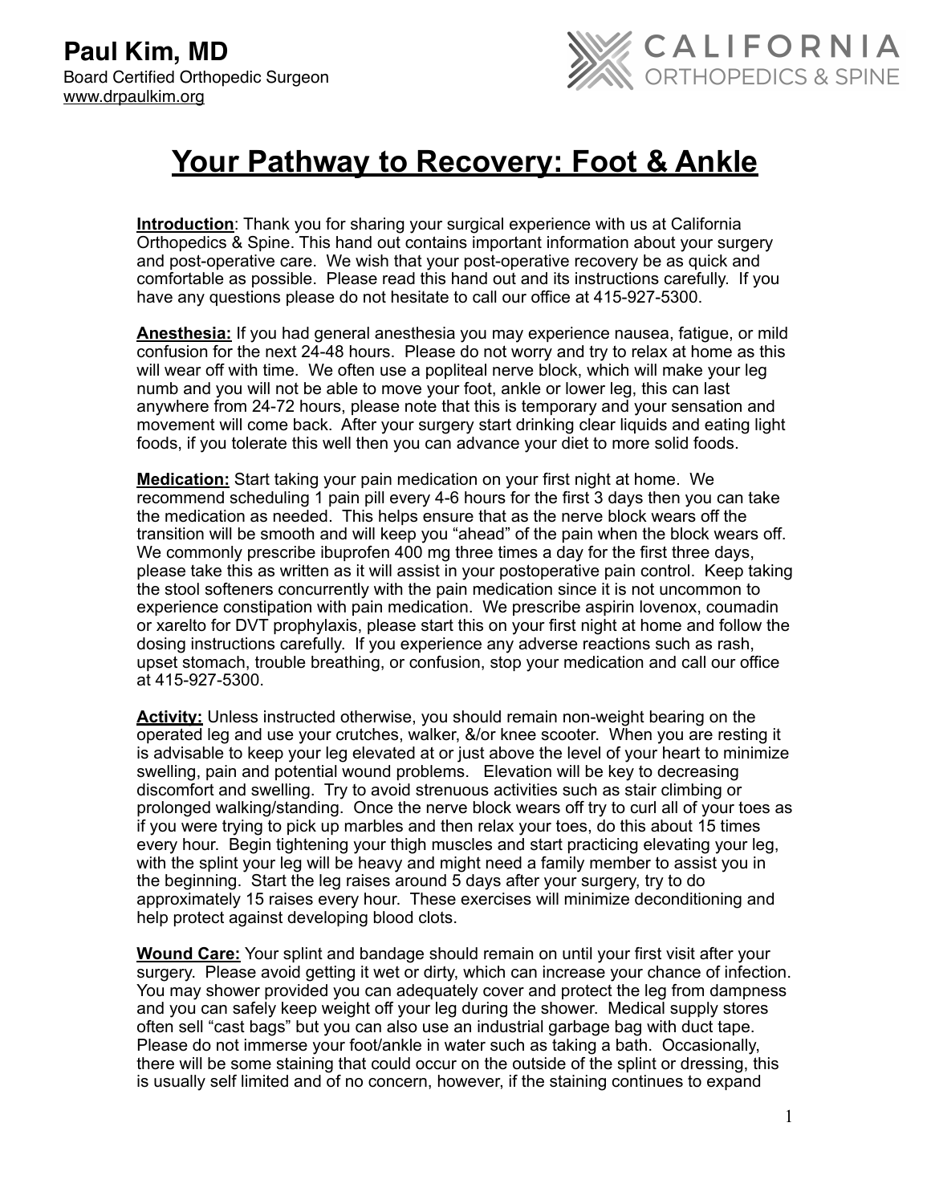**Paul Kim, MD**
Board Certified Orthopedic Surgeon
www.drpaulkim.org

CALIFORNIA ORTHOPEDICS & SPINE

# Your Pathway to Recovery: Foot & Ankle

**Introduction**: Thank you for sharing your surgical experience with us at California Orthopedics & Spine. This hand out contains important information about your surgery and post-operative care. We wish that your post-operative recovery be as quick and comfortable as possible. Please read this hand out and its instructions carefully. If you have any questions please do not hesitate to call our office at 415-927-5300.

**Anesthesia:** If you had general anesthesia you may experience nausea, fatigue, or mild confusion for the next 24-48 hours. Please do not worry and try to relax at home as this will wear off with time. We often use a popliteal nerve block, which will make your leg numb and you will not be able to move your foot, ankle or lower leg, this can last anywhere from 24-72 hours, please note that this is temporary and your sensation and movement will come back. After your surgery start drinking clear liquids and eating light foods, if you tolerate this well then you can advance your diet to more solid foods.

**Medication:** Start taking your pain medication on your first night at home. We recommend scheduling 1 pain pill every 4-6 hours for the first 3 days then you can take the medication as needed. This helps ensure that as the nerve block wears off the transition will be smooth and will keep you "ahead" of the pain when the block wears off. We commonly prescribe ibuprofen 400 mg three times a day for the first three days, please take this as written as it will assist in your postoperative pain control. Keep taking the stool softeners concurrently with the pain medication since it is not uncommon to experience constipation with pain medication. We prescribe aspirin lovenox, coumadin or xarelto for DVT prophylaxis, please start this on your first night at home and follow the dosing instructions carefully. If you experience any adverse reactions such as rash, upset stomach, trouble breathing, or confusion, stop your medication and call our office at 415-927-5300.

**Activity:** Unless instructed otherwise, you should remain non-weight bearing on the operated leg and use your crutches, walker, &/or knee scooter. When you are resting it is advisable to keep your leg elevated at or just above the level of your heart to minimize swelling, pain and potential wound problems. Elevation will be key to decreasing discomfort and swelling. Try to avoid strenuous activities such as stair climbing or prolonged walking/standing. Once the nerve block wears off try to curl all of your toes as if you were trying to pick up marbles and then relax your toes, do this about 15 times every hour. Begin tightening your thigh muscles and start practicing elevating your leg, with the splint your leg will be heavy and might need a family member to assist you in the beginning. Start the leg raises around 5 days after your surgery, try to do approximately 15 raises every hour. These exercises will minimize deconditioning and help protect against developing blood clots.

**Wound Care:** Your splint and bandage should remain on until your first visit after your surgery. Please avoid getting it wet or dirty, which can increase your chance of infection. You may shower provided you can adequately cover and protect the leg from dampness and you can safely keep weight off your leg during the shower. Medical supply stores often sell "cast bags" but you can also use an industrial garbage bag with duct tape. Please do not immerse your foot/ankle in water such as taking a bath. Occasionally, there will be some staining that could occur on the outside of the splint or dressing, this is usually self limited and of no concern, however, if the staining continues to expand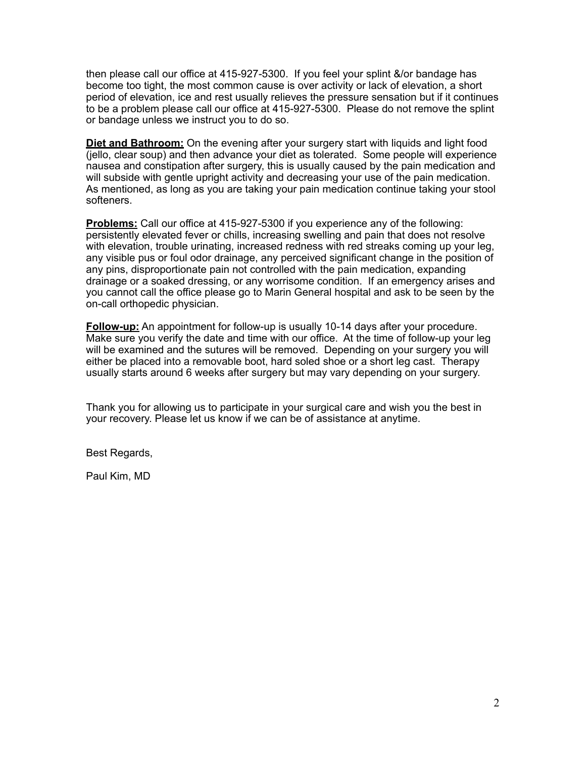then please call our office at 415-927-5300. If you feel your splint &/or bandage has become too tight, the most common cause is over activity or lack of elevation, a short period of elevation, ice and rest usually relieves the pressure sensation but if it continues to be a problem please call our office at 415-927-5300. Please do not remove the splint or bandage unless we instruct you to do so.

**Diet and Bathroom:** On the evening after your surgery start with liquids and light food (jello, clear soup) and then advance your diet as tolerated. Some people will experience nausea and constipation after surgery, this is usually caused by the pain medication and will subside with gentle upright activity and decreasing your use of the pain medication. As mentioned, as long as you are taking your pain medication continue taking your stool softeners.

**Problems:** Call our office at 415-927-5300 if you experience any of the following: persistently elevated fever or chills, increasing swelling and pain that does not resolve with elevation, trouble urinating, increased redness with red streaks coming up your leg, any visible pus or foul odor drainage, any perceived significant change in the position of any pins, disproportionate pain not controlled with the pain medication, expanding drainage or a soaked dressing, or any worrisome condition. If an emergency arises and you cannot call the office please go to Marin General hospital and ask to be seen by the on-call orthopedic physician.

**Follow-up:** An appointment for follow-up is usually 10-14 days after your procedure. Make sure you verify the date and time with our office. At the time of follow-up your leg will be examined and the sutures will be removed. Depending on your surgery you will either be placed into a removable boot, hard soled shoe or a short leg cast. Therapy usually starts around 6 weeks after surgery but may vary depending on your surgery.

Thank you for allowing us to participate in your surgical care and wish you the best in your recovery. Please let us know if we can be of assistance at anytime.

Best Regards,

Paul Kim, MD